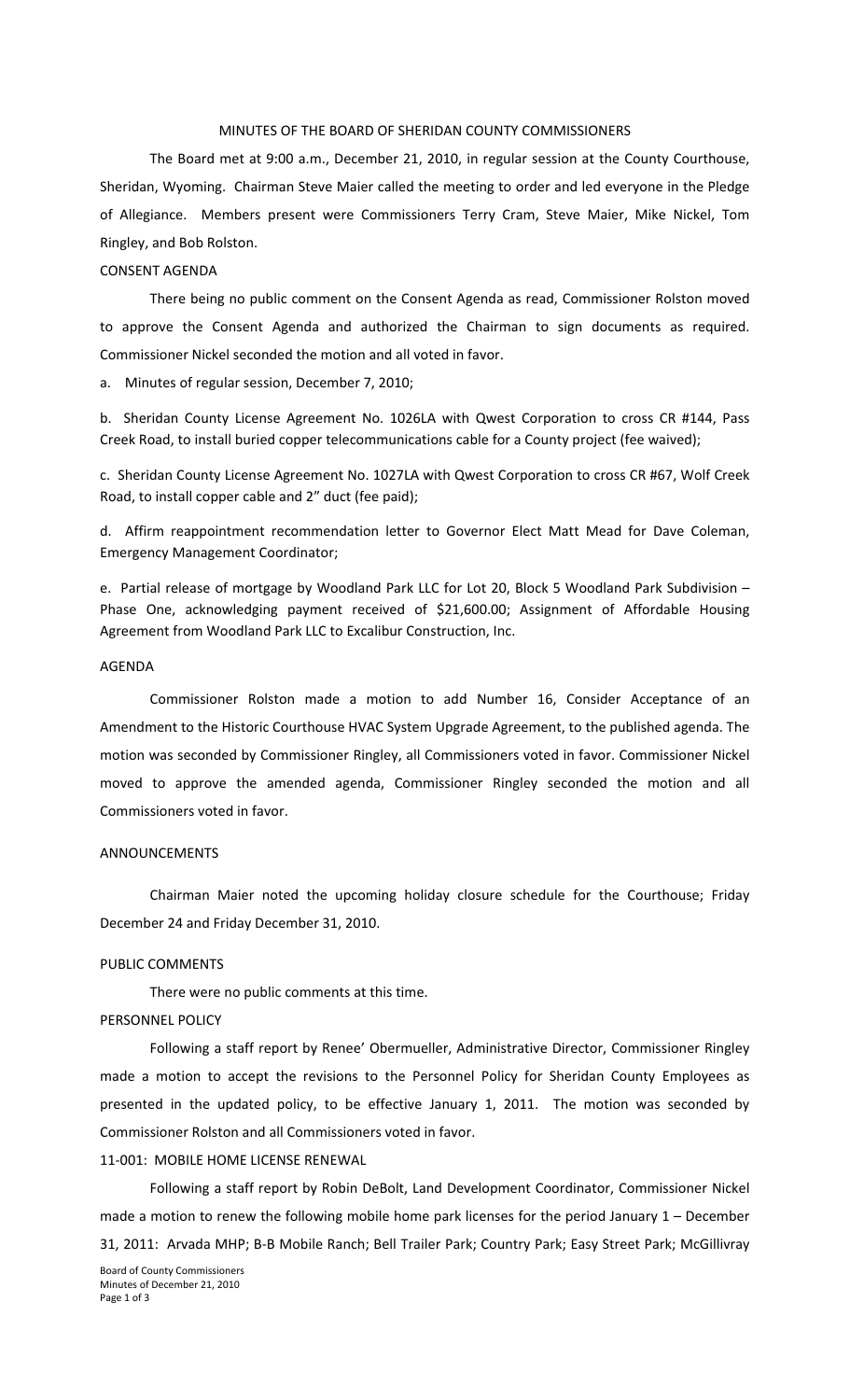# MINUTES OF THE BOARD OF SHERIDAN COUNTY COMMISSIONERS

The Board met at 9:00 a.m., December 21, 2010, in regular session at the County Courthouse, Sheridan, Wyoming. Chairman Steve Maier called the meeting to order and led everyone in the Pledge of Allegiance. Members present were Commissioners Terry Cram, Steve Maier, Mike Nickel, Tom Ringley, and Bob Rolston.

## CONSENT AGENDA

There being no public comment on the Consent Agenda as read, Commissioner Rolston moved to approve the Consent Agenda and authorized the Chairman to sign documents as required. Commissioner Nickel seconded the motion and all voted in favor.

a. Minutes of regular session, December 7, 2010;

b. Sheridan County License Agreement No. 1026LA with Qwest Corporation to cross CR #144, Pass Creek Road, to install buried copper telecommunications cable for a County project (fee waived);

c. Sheridan County License Agreement No. 1027LA with Qwest Corporation to cross CR #67, Wolf Creek Road, to install copper cable and 2" duct (fee paid);

d. Affirm reappointment recommendation letter to Governor Elect Matt Mead for Dave Coleman, Emergency Management Coordinator;

e. Partial release of mortgage by Woodland Park LLC for Lot 20, Block 5 Woodland Park Subdivision – Phase One, acknowledging payment received of $21,600.00; Assignment of Affordable Housing Agreement from Woodland Park LLC to Excalibur Construction, Inc.

## AGENDA

Commissioner Rolston made a motion to add Number 16, Consider Acceptance of an Amendment to the Historic Courthouse HVAC System Upgrade Agreement, to the published agenda. The motion was seconded by Commissioner Ringley, all Commissioners voted in favor. Commissioner Nickel moved to approve the amended agenda, Commissioner Ringley seconded the motion and all Commissioners voted in favor.

## ANNOUNCEMENTS

Chairman Maier noted the upcoming holiday closure schedule for the Courthouse; Friday December 24 and Friday December 31, 2010.

## PUBLIC COMMENTS

There were no public comments at this time.

## PERSONNEL POLICY

Following a staff report by Renee' Obermueller, Administrative Director, Commissioner Ringley made a motion to accept the revisions to the Personnel Policy for Sheridan County Employees as presented in the updated policy, to be effective January 1, 2011. The motion was seconded by Commissioner Rolston and all Commissioners voted in favor.

## 11-001: MOBILE HOME LICENSE RENEWAL

Following a staff report by Robin DeBolt, Land Development Coordinator, Commissioner Nickel made a motion to renew the following mobile home park licenses for the period January 1 – December 31, 2011: Arvada MHP; B-B Mobile Ranch; Bell Trailer Park; Country Park; Easy Street Park; McGillivray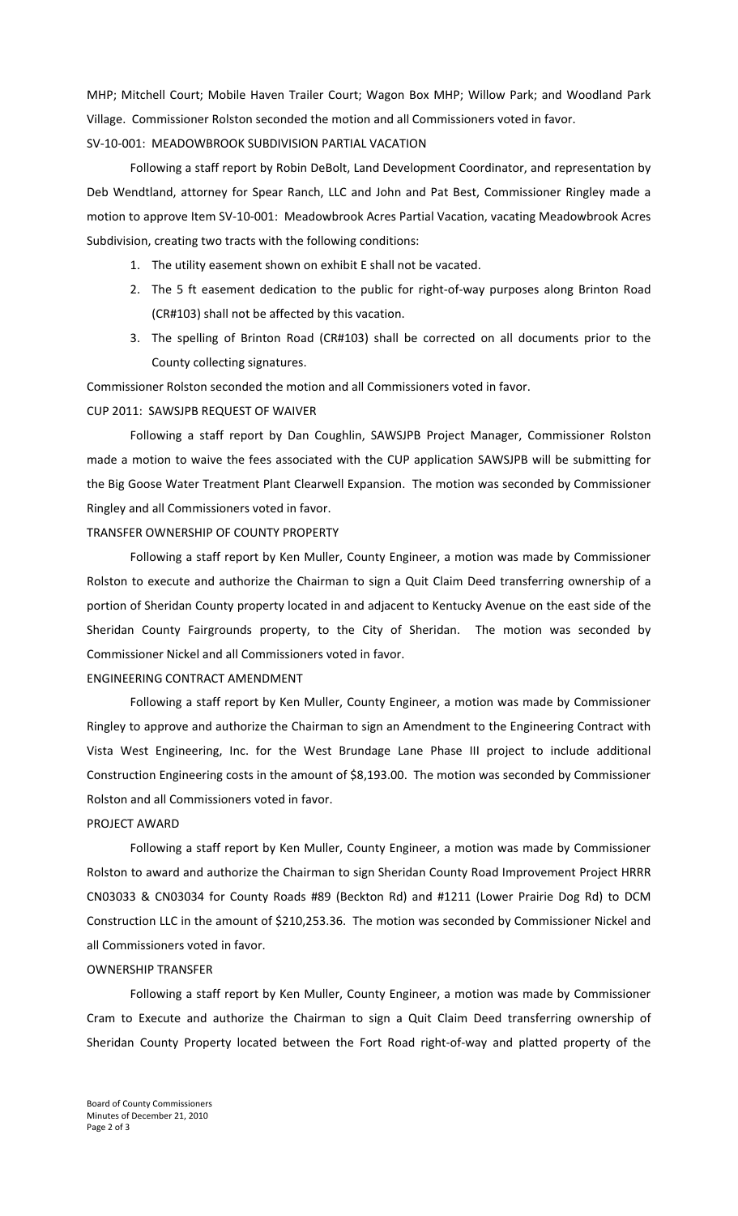MHP; Mitchell Court; Mobile Haven Trailer Court; Wagon Box MHP; Willow Park; and Woodland Park Village. Commissioner Rolston seconded the motion and all Commissioners voted in favor.

SV-10-001: MEADOWBROOK SUBDIVISION PARTIAL VACATION

Following a staff report by Robin DeBolt, Land Development Coordinator, and representation by Deb Wendtland, attorney for Spear Ranch, LLC and John and Pat Best, Commissioner Ringley made a motion to approve Item SV-10-001: Meadowbrook Acres Partial Vacation, vacating Meadowbrook Acres Subdivision, creating two tracts with the following conditions:

1. The utility easement shown on exhibit E shall not be vacated.
2. The 5 ft easement dedication to the public for right-of-way purposes along Brinton Road (CR#103) shall not be affected by this vacation.
3. The spelling of Brinton Road (CR#103) shall be corrected on all documents prior to the County collecting signatures.

Commissioner Rolston seconded the motion and all Commissioners voted in favor.

CUP 2011: SAWSJPB REQUEST OF WAIVER

Following a staff report by Dan Coughlin, SAWSJPB Project Manager, Commissioner Rolston made a motion to waive the fees associated with the CUP application SAWSJPB will be submitting for the Big Goose Water Treatment Plant Clearwell Expansion. The motion was seconded by Commissioner Ringley and all Commissioners voted in favor.

TRANSFER OWNERSHIP OF COUNTY PROPERTY

Following a staff report by Ken Muller, County Engineer, a motion was made by Commissioner Rolston to execute and authorize the Chairman to sign a Quit Claim Deed transferring ownership of a portion of Sheridan County property located in and adjacent to Kentucky Avenue on the east side of the Sheridan County Fairgrounds property, to the City of Sheridan. The motion was seconded by Commissioner Nickel and all Commissioners voted in favor.

ENGINEERING CONTRACT AMENDMENT

Following a staff report by Ken Muller, County Engineer, a motion was made by Commissioner Ringley to approve and authorize the Chairman to sign an Amendment to the Engineering Contract with Vista West Engineering, Inc. for the West Brundage Lane Phase III project to include additional Construction Engineering costs in the amount of $8,193.00. The motion was seconded by Commissioner Rolston and all Commissioners voted in favor.

PROJECT AWARD

Following a staff report by Ken Muller, County Engineer, a motion was made by Commissioner Rolston to award and authorize the Chairman to sign Sheridan County Road Improvement Project HRRR CN03033 & CN03034 for County Roads #89 (Beckton Rd) and #1211 (Lower Prairie Dog Rd) to DCM Construction LLC in the amount of $210,253.36. The motion was seconded by Commissioner Nickel and all Commissioners voted in favor.

OWNERSHIP TRANSFER

Following a staff report by Ken Muller, County Engineer, a motion was made by Commissioner Cram to Execute and authorize the Chairman to sign a Quit Claim Deed transferring ownership of Sheridan County Property located between the Fort Road right-of-way and platted property of the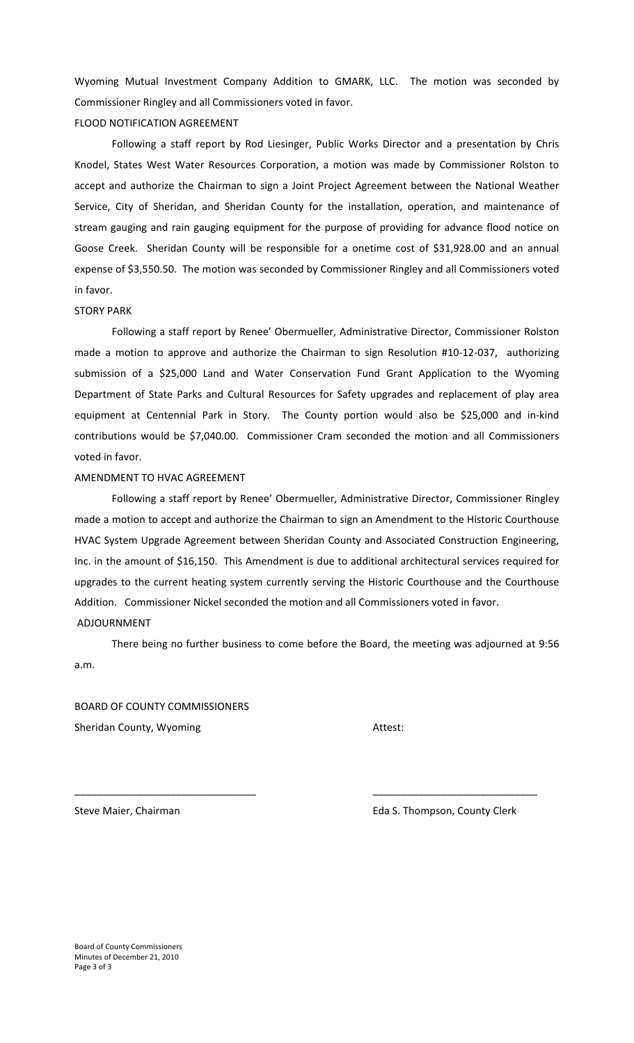Wyoming Mutual Investment Company Addition to GMARK, LLC. The motion was seconded by Commissioner Ringley and all Commissioners voted in favor.

FLOOD NOTIFICATION AGREEMENT

Following a staff report by Rod Liesinger, Public Works Director and a presentation by Chris Knodel, States West Water Resources Corporation, a motion was made by Commissioner Rolston to accept and authorize the Chairman to sign a Joint Project Agreement between the National Weather Service, City of Sheridan, and Sheridan County for the installation, operation, and maintenance of stream gauging and rain gauging equipment for the purpose of providing for advance flood notice on Goose Creek. Sheridan County will be responsible for a onetime cost of $31,928.00 and an annual expense of $3,550.50. The motion was seconded by Commissioner Ringley and all Commissioners voted in favor.

STORY PARK

Following a staff report by Renee' Obermueller, Administrative Director, Commissioner Rolston made a motion to approve and authorize the Chairman to sign Resolution #10-12-037, authorizing submission of a $25,000 Land and Water Conservation Fund Grant Application to the Wyoming Department of State Parks and Cultural Resources for Safety upgrades and replacement of play area equipment at Centennial Park in Story. The County portion would also be $25,000 and in-kind contributions would be $7,040.00. Commissioner Cram seconded the motion and all Commissioners voted in favor.

AMENDMENT TO HVAC AGREEMENT

Following a staff report by Renee' Obermueller, Administrative Director, Commissioner Ringley made a motion to accept and authorize the Chairman to sign an Amendment to the Historic Courthouse HVAC System Upgrade Agreement between Sheridan County and Associated Construction Engineering, Inc. in the amount of $16,150. This Amendment is due to additional architectural services required for upgrades to the current heating system currently serving the Historic Courthouse and the Courthouse Addition. Commissioner Nickel seconded the motion and all Commissioners voted in favor.

ADJOURNMENT

There being no further business to come before the Board, the meeting was adjourned at 9:56 a.m.

BOARD OF COUNTY COMMISSIONERS

Sheridan County, Wyoming

Attest:

_______________________________

Steve Maier, Chairman

_____________________________

Eda S. Thompson, County Clerk